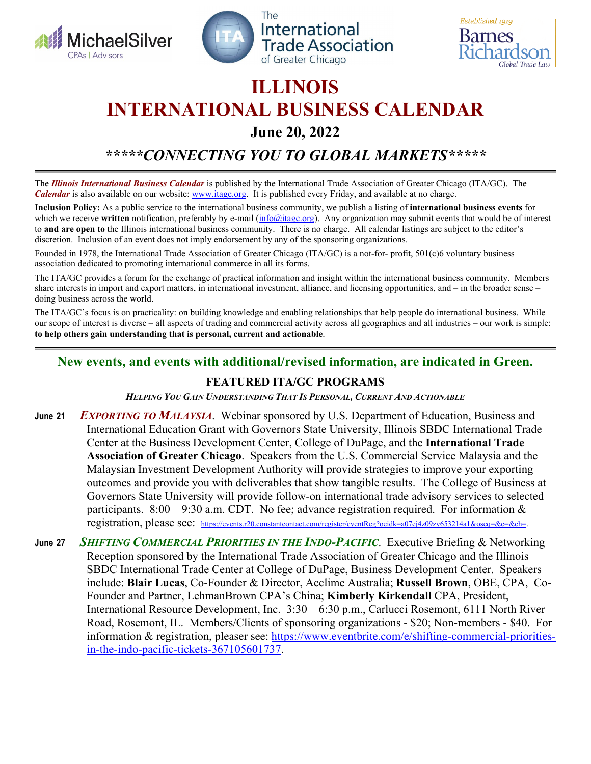# ILLINOIS INTERNATIONAL BUSINESS CALENDAR

## June 20, 2022

## *****CONNECTING YOU TO GLOBAL MARKETS*****

The ***Illinois International Business Calendar*** is published by the International Trade Association of Greater Chicago (ITA/GC). The ***Calendar*** is also available on our website: www.itagc.org. It is published every Friday, and available at no charge.

**Inclusion Policy:** As a public service to the international business community, we publish a listing of **international business events** for which we receive **written** notification, preferably by e-mail (info@itagc.org). Any organization may submit events that would be of interest to **and are open to** the Illinois international business community. There is no charge. All calendar listings are subject to the editor's discretion. Inclusion of an event does not imply endorsement by any of the sponsoring organizations.

Founded in 1978, the International Trade Association of Greater Chicago (ITA/GC) is a not-for- profit, 501(c)6 voluntary business association dedicated to promoting international commerce in all its forms.

The ITA/GC provides a forum for the exchange of practical information and insight within the international business community. Members share interests in import and export matters, in international investment, alliance, and licensing opportunities, and – in the broader sense – doing business across the world.

The ITA/GC's focus is on practicality: on building knowledge and enabling relationships that help people do international business. While our scope of interest is diverse – all aspects of trading and commercial activity across all geographies and all industries – our work is simple: **to help others gain understanding that is personal, current and actionable**.

---

### New events, and events with additional/revised information, are indicated in Green.

### FEATURED ITA/GC PROGRAMS

***HELPING YOU GAIN UNDERSTANDING THAT IS PERSONAL, CURRENT AND ACTIONABLE***

**June 21** ***EXPORTING TO MALAYSIA***. Webinar sponsored by U.S. Department of Education, Business and International Education Grant with Governors State University, Illinois SBDC International Trade Center at the Business Development Center, College of DuPage, and the **International Trade Association of Greater Chicago**. Speakers from the U.S. Commercial Service Malaysia and the Malaysian Investment Development Authority will provide strategies to improve your exporting outcomes and provide you with deliverables that show tangible results. The College of Business at Governors State University will provide follow-on international trade advisory services to selected participants. 8:00 – 9:30 a.m. CDT. No fee; advance registration required. For information & registration, please see: https://events.r20.constantcontact.com/register/eventReg?oeidk=a07ej4z09zy653214a1&oseq=&c=&ch=.

**June 27** ***SHIFTING COMMERCIAL PRIORITIES IN THE INDO-PACIFIC***. Executive Briefing & Networking Reception sponsored by the International Trade Association of Greater Chicago and the Illinois SBDC International Trade Center at College of DuPage, Business Development Center. Speakers include: **Blair Lucas**, Co-Founder & Director, Acclime Australia; **Russell Brown**, OBE, CPA, Co-Founder and Partner, LehmanBrown CPA's China; **Kimberly Kirkendall** CPA, President, International Resource Development, Inc. 3:30 – 6:30 p.m., Carlucci Rosemont, 6111 North River Road, Rosemont, IL. Members/Clients of sponsoring organizations - $20; Non-members - $40. For information & registration, pleaser see: https://www.eventbrite.com/e/shifting-commercial-priorities-in-the-indo-pacific-tickets-367105601737.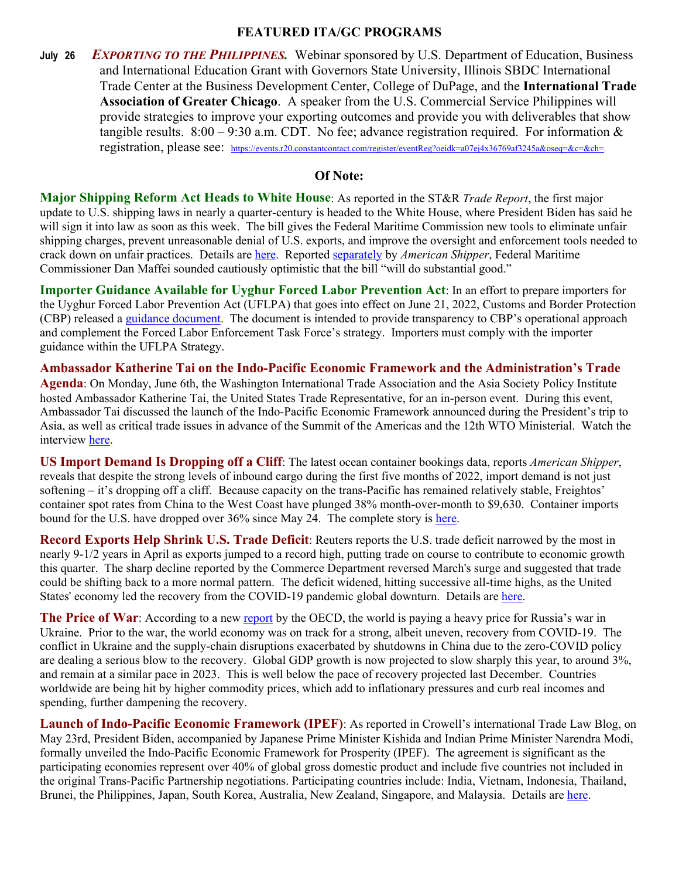## FEATURED ITA/GC PROGRAMS

**July 26** ***EXPORTING TO THE PHILIPPINES.*** Webinar sponsored by U.S. Department of Education, Business and International Education Grant with Governors State University, Illinois SBDC International Trade Center at the Business Development Center, College of DuPage, and the **International Trade Association of Greater Chicago**. A speaker from the U.S. Commercial Service Philippines will provide strategies to improve your exporting outcomes and provide you with deliverables that show tangible results. 8:00 – 9:30 a.m. CDT. No fee; advance registration required. For information & registration, please see: https://events.r20.constantcontact.com/register/eventReg?oeidk=a07ej4x36769af3245a&oseq=&c=&ch=.

## Of Note:

**Major Shipping Reform Act Heads to White House**: As reported in the ST&R *Trade Report*, the first major update to U.S. shipping laws in nearly a quarter-century is headed to the White House, where President Biden has said he will sign it into law as soon as this week. The bill gives the Federal Maritime Commission new tools to eliminate unfair shipping charges, prevent unreasonable denial of U.S. exports, and improve the oversight and enforcement tools needed to crack down on unfair practices. Details are here. Reported separately by *American Shipper*, Federal Maritime Commissioner Dan Maffei sounded cautiously optimistic that the bill "will do substantial good."

**Importer Guidance Available for Uyghur Forced Labor Prevention Act**: In an effort to prepare importers for the Uyghur Forced Labor Prevention Act (UFLPA) that goes into effect on June 21, 2022, Customs and Border Protection (CBP) released a guidance document. The document is intended to provide transparency to CBP's operational approach and complement the Forced Labor Enforcement Task Force's strategy. Importers must comply with the importer guidance within the UFLPA Strategy.

**Ambassador Katherine Tai on the Indo-Pacific Economic Framework and the Administration's Trade Agenda**: On Monday, June 6th, the Washington International Trade Association and the Asia Society Policy Institute hosted Ambassador Katherine Tai, the United States Trade Representative, for an in-person event. During this event, Ambassador Tai discussed the launch of the Indo-Pacific Economic Framework announced during the President's trip to Asia, as well as critical trade issues in advance of the Summit of the Americas and the 12th WTO Ministerial. Watch the interview here.

**US Import Demand Is Dropping off a Cliff**: The latest ocean container bookings data, reports *American Shipper*, reveals that despite the strong levels of inbound cargo during the first five months of 2022, import demand is not just softening – it's dropping off a cliff. Because capacity on the trans-Pacific has remained relatively stable, Freightos' container spot rates from China to the West Coast have plunged 38% month-over-month to $9,630. Container imports bound for the U.S. have dropped over 36% since May 24. The complete story is here.

**Record Exports Help Shrink U.S. Trade Deficit**: Reuters reports the U.S. trade deficit narrowed by the most in nearly 9-1/2 years in April as exports jumped to a record high, putting trade on course to contribute to economic growth this quarter. The sharp decline reported by the Commerce Department reversed March's surge and suggested that trade could be shifting back to a more normal pattern. The deficit widened, hitting successive all-time highs, as the United States' economy led the recovery from the COVID-19 pandemic global downturn. Details are here.

**The Price of War**: According to a new report by the OECD, the world is paying a heavy price for Russia's war in Ukraine. Prior to the war, the world economy was on track for a strong, albeit uneven, recovery from COVID-19. The conflict in Ukraine and the supply-chain disruptions exacerbated by shutdowns in China due to the zero-COVID policy are dealing a serious blow to the recovery. Global GDP growth is now projected to slow sharply this year, to around 3%, and remain at a similar pace in 2023. This is well below the pace of recovery projected last December. Countries worldwide are being hit by higher commodity prices, which add to inflationary pressures and curb real incomes and spending, further dampening the recovery.

**Launch of Indo-Pacific Economic Framework (IPEF)**: As reported in Crowell's international Trade Law Blog, on May 23rd, President Biden, accompanied by Japanese Prime Minister Kishida and Indian Prime Minister Narendra Modi, formally unveiled the Indo-Pacific Economic Framework for Prosperity (IPEF). The agreement is significant as the participating economies represent over 40% of global gross domestic product and include five countries not included in the original Trans-Pacific Partnership negotiations. Participating countries include: India, Vietnam, Indonesia, Thailand, Brunei, the Philippines, Japan, South Korea, Australia, New Zealand, Singapore, and Malaysia. Details are here.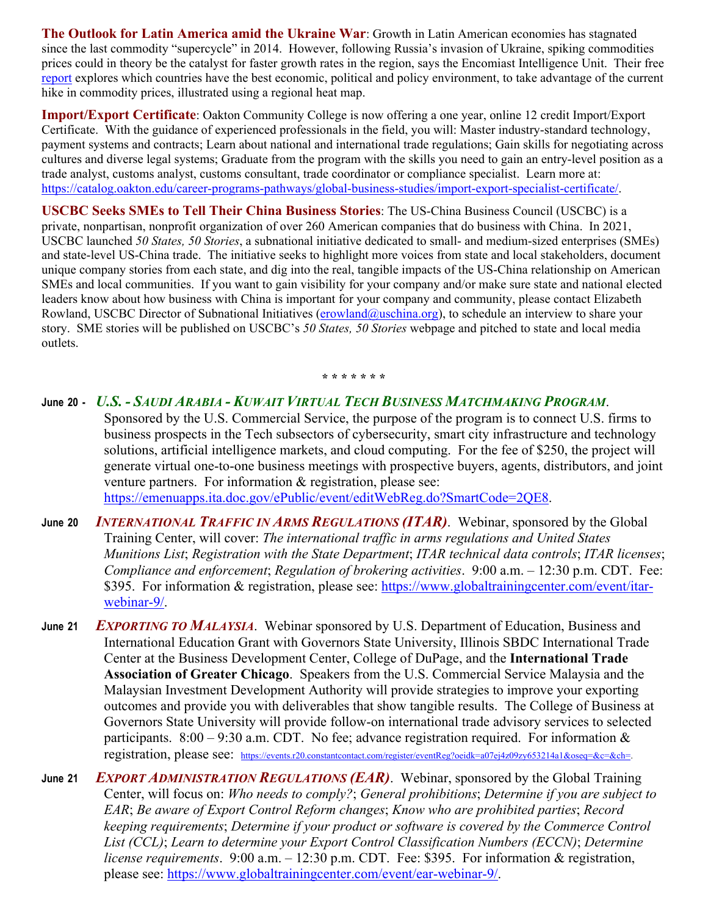**The Outlook for Latin America amid the Ukraine War**: Growth in Latin American economies has stagnated since the last commodity "supercycle" in 2014. However, following Russia's invasion of Ukraine, spiking commodities prices could in theory be the catalyst for faster growth rates in the region, says the Encomiast Intelligence Unit. Their free report explores which countries have the best economic, political and policy environment, to take advantage of the current hike in commodity prices, illustrated using a regional heat map.

**Import/Export Certificate**: Oakton Community College is now offering a one year, online 12 credit Import/Export Certificate. With the guidance of experienced professionals in the field, you will: Master industry-standard technology, payment systems and contracts; Learn about national and international trade regulations; Gain skills for negotiating across cultures and diverse legal systems; Graduate from the program with the skills you need to gain an entry-level position as a trade analyst, customs analyst, customs consultant, trade coordinator or compliance specialist. Learn more at: https://catalog.oakton.edu/career-programs-pathways/global-business-studies/import-export-specialist-certificate/.

**USCBC Seeks SMEs to Tell Their China Business Stories**: The US-China Business Council (USCBC) is a private, nonpartisan, nonprofit organization of over 260 American companies that do business with China. In 2021, USCBC launched *50 States, 50 Stories*, a subnational initiative dedicated to small- and medium-sized enterprises (SMEs) and state-level US-China trade. The initiative seeks to highlight more voices from state and local stakeholders, document unique company stories from each state, and dig into the real, tangible impacts of the US-China relationship on American SMEs and local communities. If you want to gain visibility for your company and/or make sure state and national elected leaders know about how business with China is important for your company and community, please contact Elizabeth Rowland, USCBC Director of Subnational Initiatives (erowland@uschina.org), to schedule an interview to share your story. SME stories will be published on USCBC's *50 States, 50 Stories* webpage and pitched to state and local media outlets.

\* \* \* \* \* \* \*

**June 20 -** ***U.S. - Saudi Arabia - Kuwait Virtual Tech Business Matchmaking Program***. Sponsored by the U.S. Commercial Service, the purpose of the program is to connect U.S. firms to business prospects in the Tech subsectors of cybersecurity, smart city infrastructure and technology solutions, artificial intelligence markets, and cloud computing. For the fee of $250, the project will generate virtual one-to-one business meetings with prospective buyers, agents, distributors, and joint venture partners. For information & registration, please see: https://emenuapps.ita.doc.gov/ePublic/event/editWebReg.do?SmartCode=2QE8.

**June 20** ***International Traffic in Arms Regulations (ITAR)***. Webinar, sponsored by the Global Training Center, will cover: *The international traffic in arms regulations and United States Munitions List*; *Registration with the State Department*; *ITAR technical data controls*; *ITAR licenses*; *Compliance and enforcement*; *Regulation of brokering activities*. 9:00 a.m. – 12:30 p.m. CDT. Fee: $395. For information & registration, please see: https://www.globaltrainingcenter.com/event/itar-webinar-9/.

**June 21** ***Exporting to Malaysia***. Webinar sponsored by U.S. Department of Education, Business and International Education Grant with Governors State University, Illinois SBDC International Trade Center at the Business Development Center, College of DuPage, and the **International Trade Association of Greater Chicago**. Speakers from the U.S. Commercial Service Malaysia and the Malaysian Investment Development Authority will provide strategies to improve your exporting outcomes and provide you with deliverables that show tangible results. The College of Business at Governors State University will provide follow-on international trade advisory services to selected participants. 8:00 – 9:30 a.m. CDT. No fee; advance registration required. For information & registration, please see: https://events.r20.constantcontact.com/register/eventReg?oeidk=a07ej4z09zy653214a1&oseq=&c=&ch=.

**June 21** ***Export Administration Regulations (EAR)***. Webinar, sponsored by the Global Training Center, will focus on: *Who needs to comply?*; *General prohibitions*; *Determine if you are subject to EAR*; *Be aware of Export Control Reform changes*; *Know who are prohibited parties*; *Record keeping requirements*; *Determine if your product or software is covered by the Commerce Control List (CCL)*; *Learn to determine your Export Control Classification Numbers (ECCN)*; *Determine license requirements*. 9:00 a.m. – 12:30 p.m. CDT. Fee: $395. For information & registration, please see: https://www.globaltrainingcenter.com/event/ear-webinar-9/.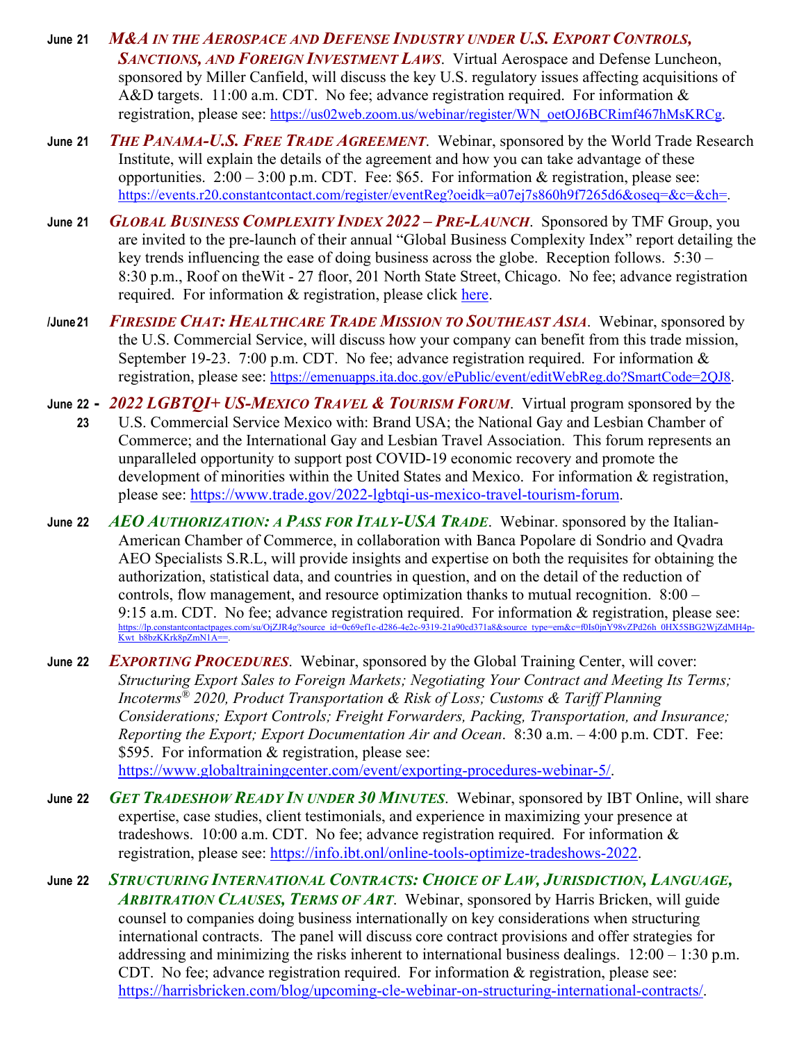**June 21** ***M&A in the Aerospace and Defense Industry under U.S. Export Controls, Sanctions, and Foreign Investment Laws***. Virtual Aerospace and Defense Luncheon, sponsored by Miller Canfield, will discuss the key U.S. regulatory issues affecting acquisitions of A&D targets. 11:00 a.m. CDT. No fee; advance registration required. For information & registration, please see: https://us02web.zoom.us/webinar/register/WN_oetOJ6BCRimf467hMsKRCg.

**June 21** ***The Panama-U.S. Free Trade Agreement***. Webinar, sponsored by the World Trade Research Institute, will explain the details of the agreement and how you can take advantage of these opportunities. 2:00 – 3:00 p.m. CDT. Fee: $65. For information & registration, please see: https://events.r20.constantcontact.com/register/eventReg?oeidk=a07ej7s860h9f7265d6&oseq=&c=&ch=.

**June 21** ***Global Business Complexity Index 2022 – Pre-Launch***. Sponsored by TMF Group, you are invited to the pre-launch of their annual "Global Business Complexity Index" report detailing the key trends influencing the ease of doing business across the globe. Reception follows. 5:30 – 8:30 p.m., Roof on theWit - 27 floor, 201 North State Street, Chicago. No fee; advance registration required. For information & registration, please click here.

**/June 21** ***Fireside Chat: Healthcare Trade Mission to Southeast Asia***. Webinar, sponsored by the U.S. Commercial Service, will discuss how your company can benefit from this trade mission, September 19-23. 7:00 p.m. CDT. No fee; advance registration required. For information & registration, please see: https://emenuapps.ita.doc.gov/ePublic/event/editWebReg.do?SmartCode=2QJ8.

**June 22 - 23** ***2022 LGBTQI+ US-Mexico Travel & Tourism Forum***. Virtual program sponsored by the U.S. Commercial Service Mexico with: Brand USA; the National Gay and Lesbian Chamber of Commerce; and the International Gay and Lesbian Travel Association. This forum represents an unparalleled opportunity to support post COVID-19 economic recovery and promote the development of minorities within the United States and Mexico. For information & registration, please see: https://www.trade.gov/2022-lgbtqi-us-mexico-travel-tourism-forum.

**June 22** ***AEO Authorization: a Pass for Italy-USA Trade***. Webinar. sponsored by the Italian-American Chamber of Commerce, in collaboration with Banca Popolare di Sondrio and Qvadra AEO Specialists S.R.L, will provide insights and expertise on both the requisites for obtaining the authorization, statistical data, and countries in question, and on the detail of the reduction of controls, flow management, and resource optimization thanks to mutual recognition. 8:00 – 9:15 a.m. CDT. No fee; advance registration required. For information & registration, please see: https://lp.constantcontactpages.com/su/OjZJR4g?source_id=0c69ef1c-d286-4e2c-9319-21a90cd371a8&source_type=em&c=f0Is0jnY98vZPd26h_0HX5SBG2WjZdMH4p-Kwt_b8bzKKrk8pZmN1A==.

**June 22** ***Exporting Procedures***. Webinar, sponsored by the Global Training Center, will cover: *Structuring Export Sales to Foreign Markets; Negotiating Your Contract and Meeting Its Terms; Incoterms® 2020, Product Transportation & Risk of Loss; Customs & Tariff Planning Considerations; Export Controls; Freight Forwarders, Packing, Transportation, and Insurance; Reporting the Export; Export Documentation Air and Ocean*. 8:30 a.m. – 4:00 p.m. CDT. Fee: $595. For information & registration, please see: https://www.globaltrainingcenter.com/event/exporting-procedures-webinar-5/.

**June 22** ***Get Tradeshow Ready In under 30 Minutes***. Webinar, sponsored by IBT Online, will share expertise, case studies, client testimonials, and experience in maximizing your presence at tradeshows. 10:00 a.m. CDT. No fee; advance registration required. For information & registration, please see: https://info.ibt.onl/online-tools-optimize-tradeshows-2022.

**June 22** ***Structuring International Contracts: Choice of Law, Jurisdiction, Language, Arbitration Clauses, Terms of Art***. Webinar, sponsored by Harris Bricken, will guide counsel to companies doing business internationally on key considerations when structuring international contracts. The panel will discuss core contract provisions and offer strategies for addressing and minimizing the risks inherent to international business dealings. 12:00 – 1:30 p.m. CDT. No fee; advance registration required. For information & registration, please see: https://harrisbricken.com/blog/upcoming-cle-webinar-on-structuring-international-contracts/.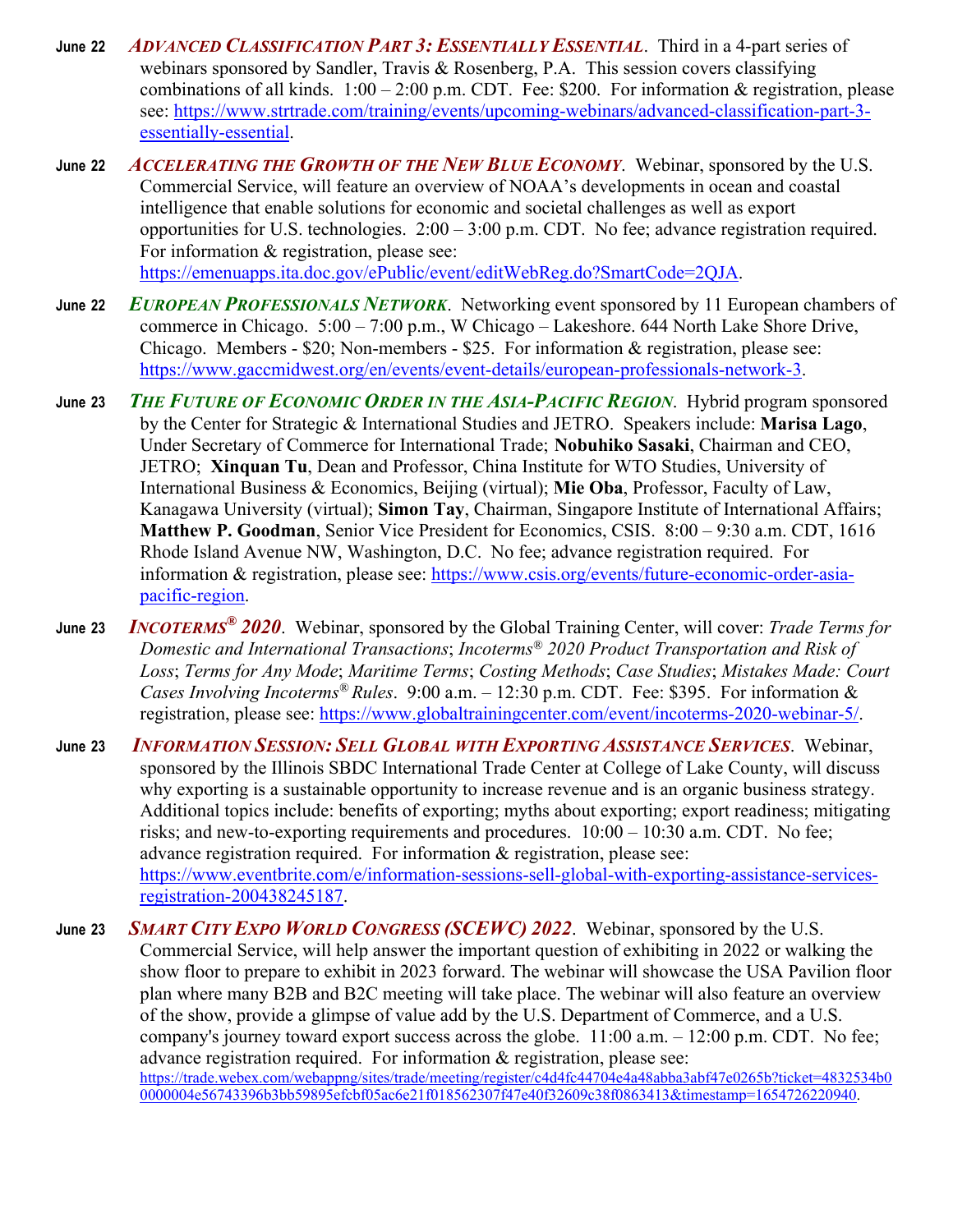**June 22** ***ADVANCED CLASSIFICATION PART 3: ESSENTIALLY ESSENTIAL***. Third in a 4-part series of webinars sponsored by Sandler, Travis & Rosenberg, P.A. This session covers classifying combinations of all kinds. 1:00 – 2:00 p.m. CDT. Fee: $200. For information & registration, please see: https://www.strtrade.com/training/events/upcoming-webinars/advanced-classification-part-3-essentially-essential.

**June 22** ***ACCELERATING THE GROWTH OF THE NEW BLUE ECONOMY***. Webinar, sponsored by the U.S. Commercial Service, will feature an overview of NOAA's developments in ocean and coastal intelligence that enable solutions for economic and societal challenges as well as export opportunities for U.S. technologies. 2:00 – 3:00 p.m. CDT. No fee; advance registration required. For information & registration, please see: https://emenuapps.ita.doc.gov/ePublic/event/editWebReg.do?SmartCode=2QJA.

**June 22** ***EUROPEAN PROFESSIONALS NETWORK***. Networking event sponsored by 11 European chambers of commerce in Chicago. 5:00 – 7:00 p.m., W Chicago – Lakeshore. 644 North Lake Shore Drive, Chicago. Members - $20; Non-members - $25. For information & registration, please see: https://www.gaccmidwest.org/en/events/event-details/european-professionals-network-3.

**June 23** ***THE FUTURE OF ECONOMIC ORDER IN THE ASIA-PACIFIC REGION***. Hybrid program sponsored by the Center for Strategic & International Studies and JETRO. Speakers include: **Marisa Lago**, Under Secretary of Commerce for International Trade; **Nobuhiko Sasaki**, Chairman and CEO, JETRO; **Xinquan Tu**, Dean and Professor, China Institute for WTO Studies, University of International Business & Economics, Beijing (virtual); **Mie Oba**, Professor, Faculty of Law, Kanagawa University (virtual); **Simon Tay**, Chairman, Singapore Institute of International Affairs; **Matthew P. Goodman**, Senior Vice President for Economics, CSIS. 8:00 – 9:30 a.m. CDT, 1616 Rhode Island Avenue NW, Washington, D.C. No fee; advance registration required. For information & registration, please see: https://www.csis.org/events/future-economic-order-asia-pacific-region.

**June 23** ***INCOTERMS® 2020***. Webinar, sponsored by the Global Training Center, will cover: *Trade Terms for Domestic and International Transactions*; *Incoterms® 2020 Product Transportation and Risk of Loss*; *Terms for Any Mode*; *Maritime Terms*; *Costing Methods*; *Case Studies*; *Mistakes Made: Court Cases Involving Incoterms® Rules*. 9:00 a.m. – 12:30 p.m. CDT. Fee: $395. For information & registration, please see: https://www.globaltrainingcenter.com/event/incoterms-2020-webinar-5/.

**June 23** ***INFORMATION SESSION: SELL GLOBAL WITH EXPORTING ASSISTANCE SERVICES***. Webinar, sponsored by the Illinois SBDC International Trade Center at College of Lake County, will discuss why exporting is a sustainable opportunity to increase revenue and is an organic business strategy. Additional topics include: benefits of exporting; myths about exporting; export readiness; mitigating risks; and new-to-exporting requirements and procedures. 10:00 – 10:30 a.m. CDT. No fee; advance registration required. For information & registration, please see: https://www.eventbrite.com/e/information-sessions-sell-global-with-exporting-assistance-services-registration-200438245187.

**June 23** ***SMART CITY EXPO WORLD CONGRESS (SCEWC) 2022***. Webinar, sponsored by the U.S. Commercial Service, will help answer the important question of exhibiting in 2022 or walking the show floor to prepare to exhibit in 2023 forward. The webinar will showcase the USA Pavilion floor plan where many B2B and B2C meeting will take place. The webinar will also feature an overview of the show, provide a glimpse of value add by the U.S. Department of Commerce, and a U.S. company's journey toward export success across the globe. 11:00 a.m. – 12:00 p.m. CDT. No fee; advance registration required. For information & registration, please see: https://trade.webex.com/webappng/sites/trade/meeting/register/c4d4fc44704e4a48abba3abf47e0265b?ticket=4832534b00000004e56743396b3bb59895efcbf05ac6e21f018562307f47e40f32609c38f0863413&timestamp=1654726220940.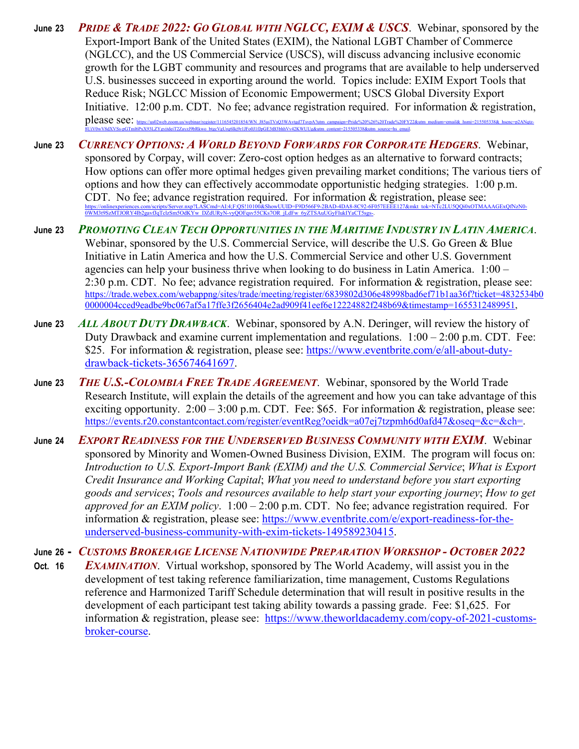**June 23** ***PRIDE & TRADE 2022: GO GLOBAL WITH NGLCC, EXIM & USCS***. Webinar, sponsored by the Export-Import Bank of the United States (EXIM), the National LGBT Chamber of Commerce (NGLCC), and the US Commercial Service (USCS), will discuss advancing inclusive economic growth for the LGBT community and resources and programs that are available to help underserved U.S. businesses succeed in exporting around the world. Topics include: EXIM Export Tools that Reduce Risk; NGLCC Mission of Economic Empowerment; USCS Global Diversity Export Initiative. 12:00 p.m. CDT. No fee; advance registration required. For information & registration, please see: https://us02web.zoom.us/webinar/register/1116545201854/WN_J85asTVsQ3WAvtgd7TsvpA?utm_campaign=Pride%20%26%20Trade%20FY22&utm_medium=email&_hsmi=215505338&_hsenc=p2ANqtz-8UiV0wV8dXVSs-pGTml6PxX93LZYgvjtdeiT2ZavzJ9bRkwo_btgcVgUrq6lkj9r1JFo0J1fJpGE3tB3bhhVv42KWUUg&utm_content=215505338&utm_source=hs_email.

**June 23** ***CURRENCY OPTIONS: A WORLD BEYOND FORWARDS FOR CORPORATE HEDGERS***. Webinar, sponsored by Corpay, will cover: Zero-cost option hedges as an alternative to forward contracts; How options can offer more optimal hedges given prevailing market conditions; The various tiers of options and how they can effectively accommodate opportunistic hedging strategies. 1:00 p.m. CDT. No fee; advance registration required. For information & registration, please see: https://onlinexperiences.com/scripts/Server.nxp?LASCmd=AI:4;F:QS!10100&ShowUUID=F9D566F9-2BAD-4DA8-8C92-6F057EEEE127&mkt_tok=NTc2LU5QQi0xOTMAAAGExQfNzN0-0WM3t9SzMTJORY4Ib2gavfJqTclzSm5OdKYw_DZdURyN-vyQOFqsv55CKs7OR_jLdFw_6yZTSAuUGyFIukIYaCT5sgs-.

**June 23** ***PROMOTING CLEAN TECH OPPORTUNITIES IN THE MARITIME INDUSTRY IN LATIN AMERICA***. Webinar, sponsored by the U.S. Commercial Service, will describe the U.S. Go Green & Blue Initiative in Latin America and how the U.S. Commercial Service and other U.S. Government agencies can help your business thrive when looking to do business in Latin America. 1:00 – 2:30 p.m. CDT. No fee; advance registration required. For information & registration, please see: https://trade.webex.com/webappng/sites/trade/meeting/register/6839802d306e48998bad6ef71b1aa36f?ticket=4832534b00000004cced9eadbe9bc067af5a17ffe3f2656404e2ad909f41eef6e12224882f248b69&timestamp=1655312489951,

**June 23** ***ALL ABOUT DUTY DRAWBACK***. Webinar, sponsored by A.N. Deringer, will review the history of Duty Drawback and examine current implementation and regulations. 1:00 – 2:00 p.m. CDT. Fee: $25. For information & registration, please see: https://www.eventbrite.com/e/all-about-duty-drawback-tickets-365674641697.

**June 23** ***THE U.S.-COLOMBIA FREE TRADE AGREEMENT***. Webinar, sponsored by the World Trade Research Institute, will explain the details of the agreement and how you can take advantage of this exciting opportunity. 2:00 – 3:00 p.m. CDT. Fee: $65. For information & registration, please see: https://events.r20.constantcontact.com/register/eventReg?oeidk=a07ej7tzpmh6d0afd47&oseq=&c=&ch=.

**June 24** ***EXPORT READINESS FOR THE UNDERSERVED BUSINESS COMMUNITY WITH EXIM***. Webinar sponsored by Minority and Women-Owned Business Division, EXIM. The program will focus on: *Introduction to U.S. Export-Import Bank (EXIM) and the U.S. Commercial Service*; *What is Export Credit Insurance and Working Capital*; *What you need to understand before you start exporting goods and services*; *Tools and resources available to help start your exporting journey*; *How to get approved for an EXIM policy*. 1:00 – 2:00 p.m. CDT. No fee; advance registration required. For information & registration, please see: https://www.eventbrite.com/e/export-readiness-for-the-underserved-business-community-with-exim-tickets-149589230415.

**June 26 - Oct. 16** ***CUSTOMS BROKERAGE LICENSE NATIONWIDE PREPARATION WORKSHOP - OCTOBER 2022 EXAMINATION***. Virtual workshop, sponsored by The World Academy, will assist you in the development of test taking reference familiarization, time management, Customs Regulations reference and Harmonized Tariff Schedule determination that will result in positive results in the development of each participant test taking ability towards a passing grade. Fee: $1,625. For information & registration, please see: https://www.theworldacademy.com/copy-of-2021-customs-broker-course.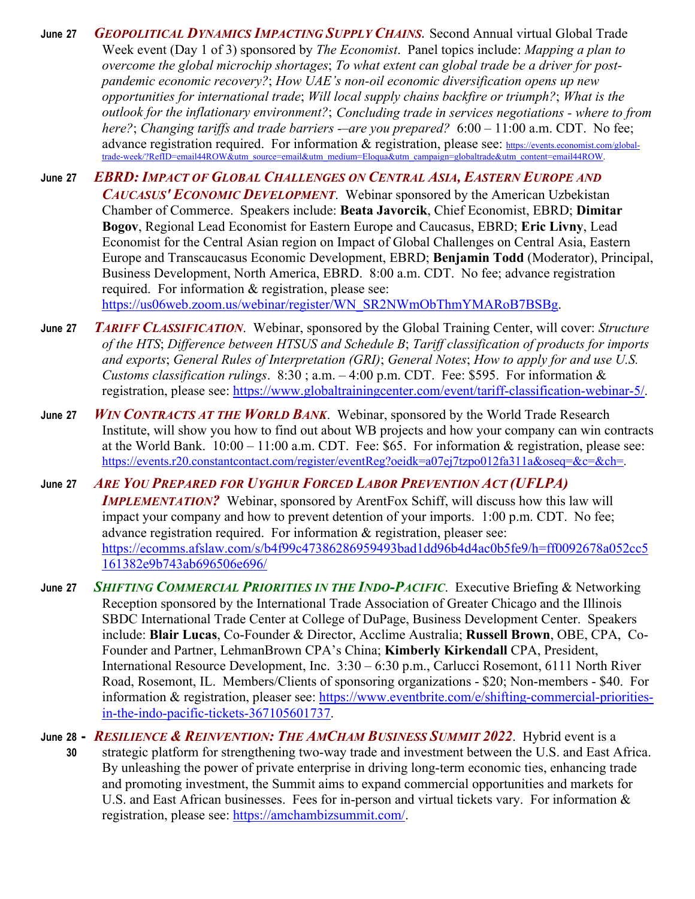**June 27** ***GEOPOLITICAL DYNAMICS IMPACTING SUPPLY CHAINS***. Second Annual virtual Global Trade Week event (Day 1 of 3) sponsored by *The Economist*. Panel topics include: *Mapping a plan to overcome the global microchip shortages*; *To what extent can global trade be a driver for post-pandemic economic recovery?*; *How UAE's non-oil economic diversification opens up new opportunities for international trade*; *Will local supply chains backfire or triumph?*; *What is the outlook for the inflationary environment?*; *Concluding trade in services negotiations - where to from here?*; *Changing tariffs and trade barriers -–are you prepared?* 6:00 – 11:00 a.m. CDT. No fee; advance registration required. For information & registration, please see: https://events.economist.com/global-trade-week/?RefID=email44ROW&utm_source=email&utm_medium=Eloqua&utm_campaign=globaltrade&utm_content=email44ROW.

**June 27** ***EBRD: IMPACT OF GLOBAL CHALLENGES ON CENTRAL ASIA, EASTERN EUROPE AND CAUCASUS' ECONOMIC DEVELOPMENT***. Webinar sponsored by the American Uzbekistan Chamber of Commerce. Speakers include: **Beata Javorcik**, Chief Economist, EBRD; **Dimitar Bogov**, Regional Lead Economist for Eastern Europe and Caucasus, EBRD; **Eric Livny**, Lead Economist for the Central Asian region on Impact of Global Challenges on Central Asia, Eastern Europe and Transcaucasus Economic Development, EBRD; **Benjamin Todd** (Moderator), Principal, Business Development, North America, EBRD. 8:00 a.m. CDT. No fee; advance registration required. For information & registration, please see: https://us06web.zoom.us/webinar/register/WN_SR2NWmObThmYMARoB7BSBg.

**June 27** ***TARIFF CLASSIFICATION***. Webinar, sponsored by the Global Training Center, will cover: *Structure of the HTS*; *Difference between HTSUS and Schedule B*; *Tariff classification of products for imports and exports*; *General Rules of Interpretation (GRI)*; *General Notes*; *How to apply for and use U.S. Customs classification rulings*. 8:30 ; a.m. – 4:00 p.m. CDT. Fee: $595. For information & registration, please see: https://www.globaltrainingcenter.com/event/tariff-classification-webinar-5/.

**June 27** ***WIN CONTRACTS AT THE WORLD BANK***. Webinar, sponsored by the World Trade Research Institute, will show you how to find out about WB projects and how your company can win contracts at the World Bank. 10:00 – 11:00 a.m. CDT. Fee: $65. For information & registration, please see: https://events.r20.constantcontact.com/register/eventReg?oeidk=a07ej7tzpo012fa311a&oseq=&c=&ch=.

**June 27** ***ARE YOU PREPARED FOR UYGHUR FORCED LABOR PREVENTION ACT (UFLPA) IMPLEMENTATION?*** Webinar, sponsored by ArentFox Schiff, will discuss how this law will impact your company and how to prevent detention of your imports. 1:00 p.m. CDT. No fee; advance registration required. For information & registration, pleaser see: https://ecomms.afslaw.com/s/b4f99c47386286959493bad1dd96b4d4ac0b5fe9/h=ff0092678a052cc5161382e9b743ab696506e696/

**June 27** ***SHIFTING COMMERCIAL PRIORITIES IN THE INDO-PACIFIC***. Executive Briefing & Networking Reception sponsored by the International Trade Association of Greater Chicago and the Illinois SBDC International Trade Center at College of DuPage, Business Development Center. Speakers include: **Blair Lucas**, Co-Founder & Director, Acclime Australia; **Russell Brown**, OBE, CPA, Co-Founder and Partner, LehmanBrown CPA's China; **Kimberly Kirkendall** CPA, President, International Resource Development, Inc. 3:30 – 6:30 p.m., Carlucci Rosemont, 6111 North River Road, Rosemont, IL. Members/Clients of sponsoring organizations - $20; Non-members - $40. For information & registration, pleaser see: https://www.eventbrite.com/e/shifting-commercial-priorities-in-the-indo-pacific-tickets-367105601737.

**June 28 - 30** ***RESILIENCE & REINVENTION: THE AMCHAM BUSINESS SUMMIT 2022***. Hybrid event is a strategic platform for strengthening two-way trade and investment between the U.S. and East Africa. By unleashing the power of private enterprise in driving long-term economic ties, enhancing trade and promoting investment, the Summit aims to expand commercial opportunities and markets for U.S. and East African businesses. Fees for in-person and virtual tickets vary. For information & registration, please see: https://amchambizsummit.com/.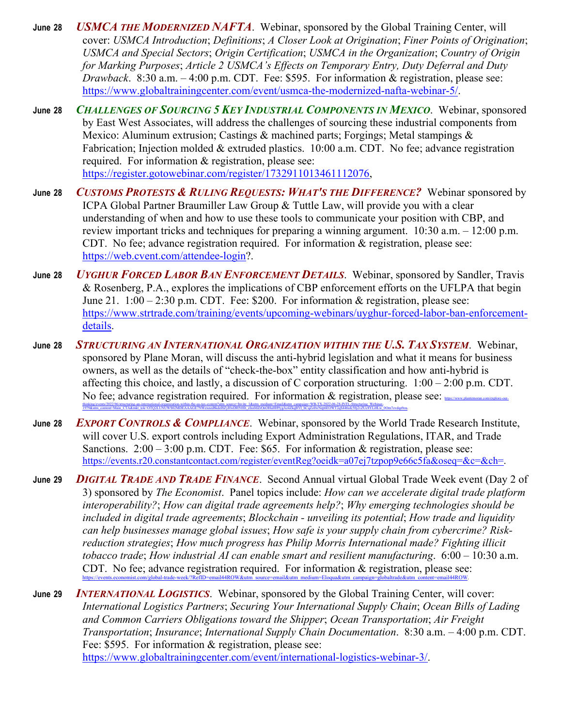**June 28** ***USMCA THE MODERNIZED NAFTA***. Webinar, sponsored by the Global Training Center, will cover: *USMCA Introduction*; *Definitions*; *A Closer Look at Origination*; *Finer Points of Origination*; *USMCA and Special Sectors*; *Origin Certification*; *USMCA in the Organization*; *Country of Origin for Marking Purposes*; *Article 2 USMCA's Effects on Temporary Entry, Duty Deferral and Duty Drawback*. 8:30 a.m. – 4:00 p.m. CDT. Fee: $595. For information & registration, please see: https://www.globaltrainingcenter.com/event/usmca-the-modernized-nafta-webinar-5/.

**June 28** ***CHALLENGES OF SOURCING 5 KEY INDUSTRIAL COMPONENTS IN MEXICO***. Webinar, sponsored by East West Associates, will address the challenges of sourcing these industrial components from Mexico: Aluminum extrusion; Castings & machined parts; Forgings; Metal stampings & Fabrication; Injection molded & extruded plastics. 10:00 a.m. CDT. No fee; advance registration required. For information & registration, please see: https://register.gotowebinar.com/register/1732911013461112076,

**June 28** ***CUSTOMS PROTESTS & RULING REQUESTS: WHAT'S THE DIFFERENCE?*** Webinar sponsored by ICPA Global Partner Braumiller Law Group & Tuttle Law, will provide you with a clear understanding of when and how to use these tools to communicate your position with CBP, and review important tricks and techniques for preparing a winning argument. 10:30 a.m. – 12:00 p.m. CDT. No fee; advance registration required. For information & registration, please see: https://web.cvent.com/attendee-login?.

**June 28** ***UYGHUR FORCED LABOR BAN ENFORCEMENT DETAILS***. Webinar, sponsored by Sandler, Travis & Rosenberg, P.A., explores the implications of CBP enforcement efforts on the UFLPA that begin June 21. 1:00 – 2:30 p.m. CDT. Fee: $200. For information & registration, please see: https://www.strtrade.com/training/events/upcoming-webinars/uyghur-forced-labor-ban-enforcement-details.

**June 28** ***STRUCTURING AN INTERNATIONAL ORGANIZATION WITHIN THE U.S. TAX SYSTEM***. Webinar, sponsored by Plane Moran, will discuss the anti-hybrid legislation and what it means for business owners, as well as the details of "check-the-box" entity classification and how anti-hybrid is affecting this choice, and lastly, a discussion of C corporation structuring. 1:00 – 2:00 p.m. CDT. No fee; advance registration required. For information & registration, please see: https://www.plantemoran.com/explore-our-thinking/events/2022/06/structuring-an-international-organization-within-the-us-tax-system?utm_source=Invite_1&utm_medium=Email&utm_campaign=WB-TX-2022-06-28-INTL-Structuring_Webinar-1979&utm_content=Main_CTA&mkt_tok=OTQ2LUNUWS0zMDEAAAGE7NWexneI8kdelSZyHwDH56Sb_zlxnMZrOnOHuHH9ygAz4ZkqBYI_hCqZo0wNep6EOWT2gS44ba&50j2vZUc8YLi0Lw_0Om7oydqs9ou.

**June 28** ***EXPORT CONTROLS & COMPLIANCE***. Webinar, sponsored by the World Trade Research Institute, will cover U.S. export controls including Export Administration Regulations, ITAR, and Trade Sanctions. 2:00 – 3:00 p.m. CDT. Fee: $65. For information & registration, please see: https://events.r20.constantcontact.com/register/eventReg?oeidk=a07ej7tzpop9e66c5fa&oseq=&c=&ch=.

**June 29** ***DIGITAL TRADE AND TRADE FINANCE***. Second Annual virtual Global Trade Week event (Day 2 of 3) sponsored by *The Economist*. Panel topics include: *How can we accelerate digital trade platform interoperability?*; *How can digital trade agreements help?*; *Why emerging technologies should be included in digital trade agreements*; *Blockchain - unveiling its potential*; *How trade and liquidity can help businesses manage global issues*; *How safe is your supply chain from cybercrime? Risk-reduction strategies*; *How much progress has Philip Morris International made? Fighting illicit tobacco trade*; *How industrial AI can enable smart and resilient manufacturing*. 6:00 – 10:30 a.m. CDT. No fee; advance registration required. For information & registration, please see: https://events.economist.com/global-trade-week/?RefID=email44ROW&utm_source=email&utm_medium=Eloqua&utm_campaign=globaltrade&utm_content=email44ROW.

**June 29** ***INTERNATIONAL LOGISTICS***. Webinar, sponsored by the Global Training Center, will cover: *International Logistics Partners*; *Securing Your International Supply Chain*; *Ocean Bills of Lading and Common Carriers Obligations toward the Shipper*; *Ocean Transportation*; *Air Freight Transportation*; *Insurance*; *International Supply Chain Documentation*. 8:30 a.m. – 4:00 p.m. CDT. Fee: $595. For information & registration, please see: https://www.globaltrainingcenter.com/event/international-logistics-webinar-3/.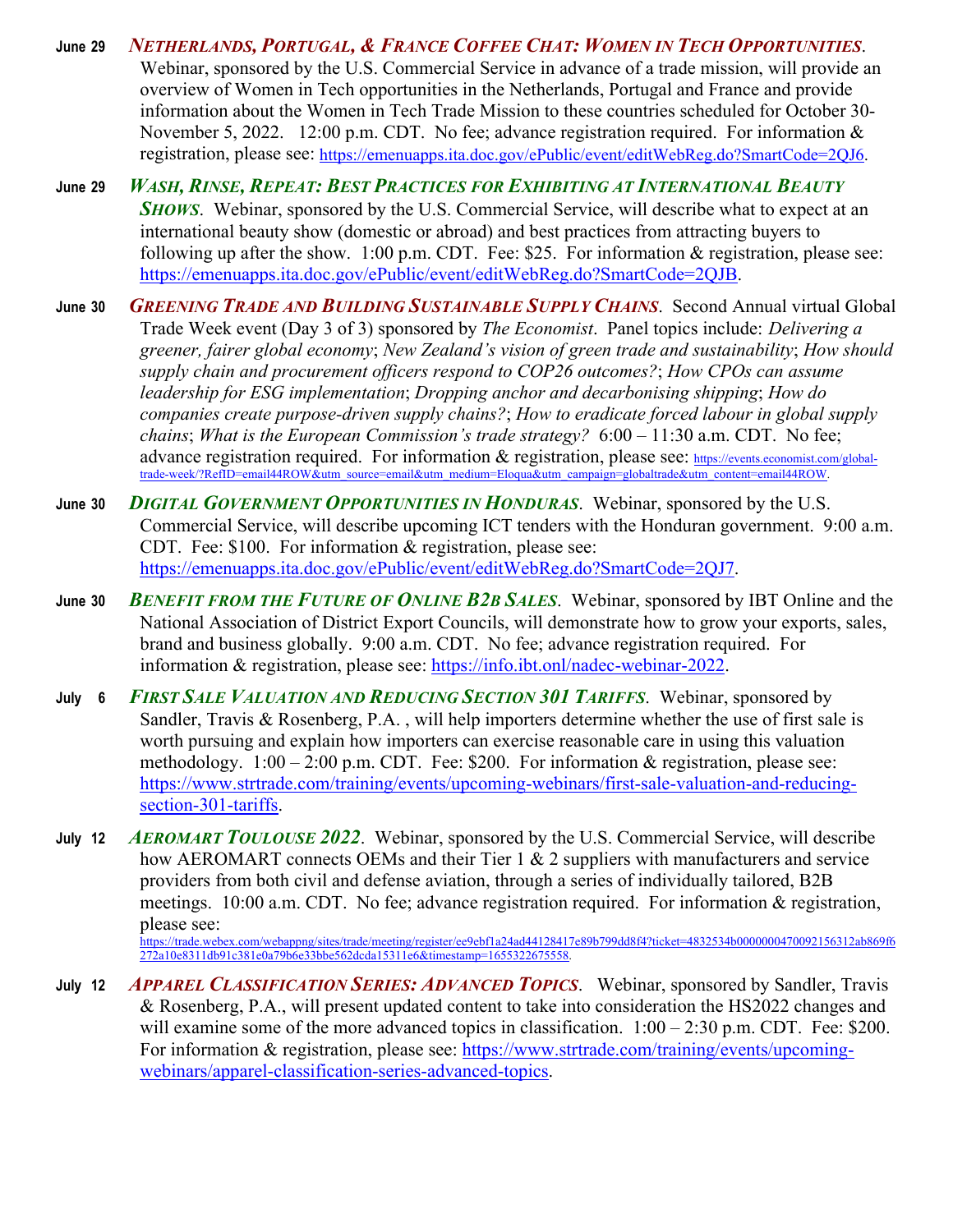**June 29** ***NETHERLANDS, PORTUGAL, & FRANCE COFFEE CHAT: WOMEN IN TECH OPPORTUNITIES***. Webinar, sponsored by the U.S. Commercial Service in advance of a trade mission, will provide an overview of Women in Tech opportunities in the Netherlands, Portugal and France and provide information about the Women in Tech Trade Mission to these countries scheduled for October 30-November 5, 2022. 12:00 p.m. CDT. No fee; advance registration required. For information & registration, please see: https://emenuapps.ita.doc.gov/ePublic/event/editWebReg.do?SmartCode=2QJ6.

**June 29** ***WASH, RINSE, REPEAT: BEST PRACTICES FOR EXHIBITING AT INTERNATIONAL BEAUTY SHOWS***. Webinar, sponsored by the U.S. Commercial Service, will describe what to expect at an international beauty show (domestic or abroad) and best practices from attracting buyers to following up after the show. 1:00 p.m. CDT. Fee: $25. For information & registration, please see: https://emenuapps.ita.doc.gov/ePublic/event/editWebReg.do?SmartCode=2QJB.

**June 30** ***GREENING TRADE AND BUILDING SUSTAINABLE SUPPLY CHAINS***. Second Annual virtual Global Trade Week event (Day 3 of 3) sponsored by *The Economist*. Panel topics include: *Delivering a greener, fairer global economy*; *New Zealand's vision of green trade and sustainability*; *How should supply chain and procurement officers respond to COP26 outcomes?*; *How CPOs can assume leadership for ESG implementation*; *Dropping anchor and decarbonising shipping*; *How do companies create purpose-driven supply chains?*; *How to eradicate forced labour in global supply chains*; *What is the European Commission's trade strategy?* 6:00 – 11:30 a.m. CDT. No fee; advance registration required. For information & registration, please see: https://events.economist.com/global-trade-week/?RefID=email44ROW&utm_source=email&utm_medium=Eloqua&utm_campaign=globaltrade&utm_content=email44ROW.

**June 30** ***DIGITAL GOVERNMENT OPPORTUNITIES IN HONDURAS***. Webinar, sponsored by the U.S. Commercial Service, will describe upcoming ICT tenders with the Honduran government. 9:00 a.m. CDT. Fee: $100. For information & registration, please see: https://emenuapps.ita.doc.gov/ePublic/event/editWebReg.do?SmartCode=2QJ7.

**June 30** ***BENEFIT FROM THE FUTURE OF ONLINE B2B SALES***. Webinar, sponsored by IBT Online and the National Association of District Export Councils, will demonstrate how to grow your exports, sales, brand and business globally. 9:00 a.m. CDT. No fee; advance registration required. For information & registration, please see: https://info.ibt.onl/nadec-webinar-2022.

**July 6** ***FIRST SALE VALUATION AND REDUCING SECTION 301 TARIFFS***. Webinar, sponsored by Sandler, Travis & Rosenberg, P.A. , will help importers determine whether the use of first sale is worth pursuing and explain how importers can exercise reasonable care in using this valuation methodology. 1:00 – 2:00 p.m. CDT. Fee: $200. For information & registration, please see: https://www.strtrade.com/training/events/upcoming-webinars/first-sale-valuation-and-reducing-section-301-tariffs.

**July 12** ***AEROMART TOULOUSE 2022***. Webinar, sponsored by the U.S. Commercial Service, will describe how AEROMART connects OEMs and their Tier 1 & 2 suppliers with manufacturers and service providers from both civil and defense aviation, through a series of individually tailored, B2B meetings. 10:00 a.m. CDT. No fee; advance registration required. For information & registration, please see: https://trade.webex.com/webappng/sites/trade/meeting/register/ee9ebf1a24ad44128417e89b799dd8f4?ticket=4832534b0000000470092156312ab869f6272a10e8311db91c381e0a79b6e33bbe562dcda15311e6&timestamp=1655322675558.

**July 12** ***APPAREL CLASSIFICATION SERIES: ADVANCED TOPICS***. Webinar, sponsored by Sandler, Travis & Rosenberg, P.A., will present updated content to take into consideration the HS2022 changes and will examine some of the more advanced topics in classification. 1:00 – 2:30 p.m. CDT. Fee: $200. For information & registration, please see: https://www.strtrade.com/training/events/upcoming-webinars/apparel-classification-series-advanced-topics.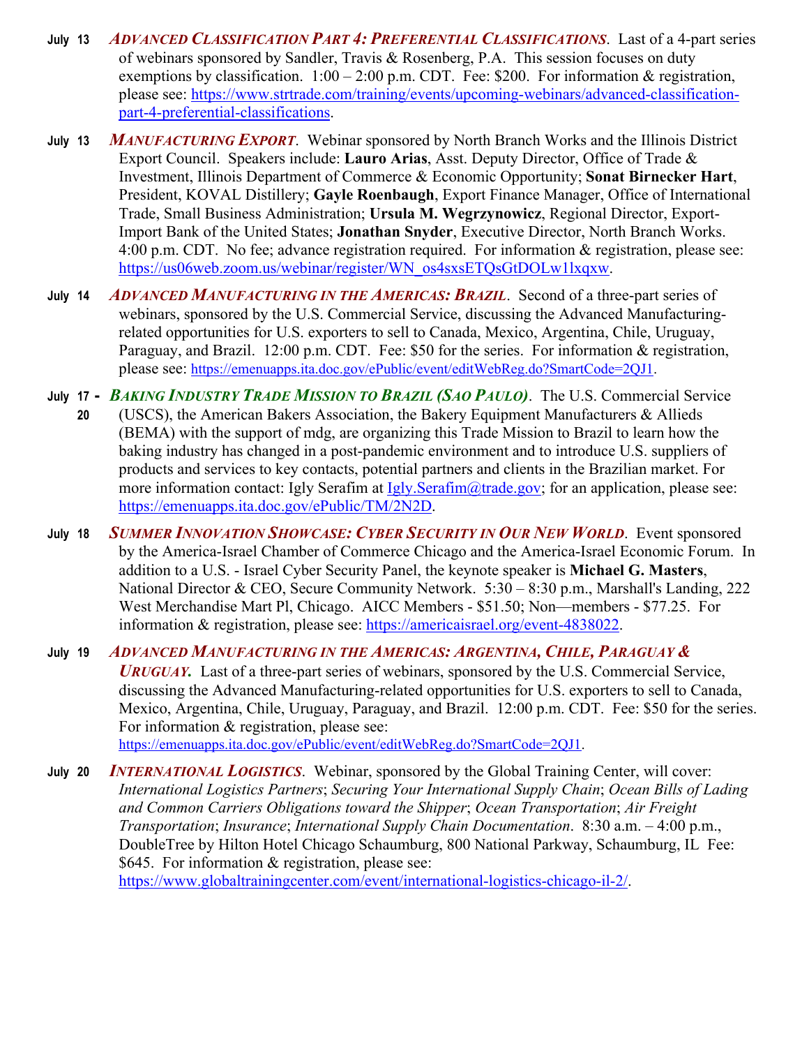**July 13** ***ADVANCED CLASSIFICATION PART 4: PREFERENTIAL CLASSIFICATIONS***. Last of a 4-part series of webinars sponsored by Sandler, Travis & Rosenberg, P.A. This session focuses on duty exemptions by classification. 1:00 – 2:00 p.m. CDT. Fee: $200. For information & registration, please see: https://www.strtrade.com/training/events/upcoming-webinars/advanced-classification-part-4-preferential-classifications.

**July 13** ***MANUFACTURING EXPORT***. Webinar sponsored by North Branch Works and the Illinois District Export Council. Speakers include: **Lauro Arias**, Asst. Deputy Director, Office of Trade & Investment, Illinois Department of Commerce & Economic Opportunity; **Sonat Birnecker Hart**, President, KOVAL Distillery; **Gayle Roenbaugh**, Export Finance Manager, Office of International Trade, Small Business Administration; **Ursula M. Wegrzynowicz**, Regional Director, Export-Import Bank of the United States; **Jonathan Snyder**, Executive Director, North Branch Works. 4:00 p.m. CDT. No fee; advance registration required. For information & registration, please see: https://us06web.zoom.us/webinar/register/WN_os4sxsETQsGtDOLw1lxqxw.

**July 14** ***ADVANCED MANUFACTURING IN THE AMERICAS: BRAZIL***. Second of a three-part series of webinars, sponsored by the U.S. Commercial Service, discussing the Advanced Manufacturing-related opportunities for U.S. exporters to sell to Canada, Mexico, Argentina, Chile, Uruguay, Paraguay, and Brazil. 12:00 p.m. CDT. Fee: $50 for the series. For information & registration, please see: https://emenuapps.ita.doc.gov/ePublic/event/editWebReg.do?SmartCode=2QJ1.

**July 17 - 20** ***BAKING INDUSTRY TRADE MISSION TO BRAZIL (SAO PAULO)***. The U.S. Commercial Service (USCS), the American Bakers Association, the Bakery Equipment Manufacturers & Allieds (BEMA) with the support of mdg, are organizing this Trade Mission to Brazil to learn how the baking industry has changed in a post-pandemic environment and to introduce U.S. suppliers of products and services to key contacts, potential partners and clients in the Brazilian market. For more information contact: Igly Serafim at Igly.Serafim@trade.gov; for an application, please see: https://emenuapps.ita.doc.gov/ePublic/TM/2N2D.

**July 18** ***SUMMER INNOVATION SHOWCASE: CYBER SECURITY IN OUR NEW WORLD***. Event sponsored by the America-Israel Chamber of Commerce Chicago and the America-Israel Economic Forum. In addition to a U.S. - Israel Cyber Security Panel, the keynote speaker is **Michael G. Masters**, National Director & CEO, Secure Community Network. 5:30 – 8:30 p.m., Marshall's Landing, 222 West Merchandise Mart Pl, Chicago. AICC Members - $51.50; Non—members - $77.25. For information & registration, please see: https://americaisrael.org/event-4838022.

**July 19** ***ADVANCED MANUFACTURING IN THE AMERICAS: ARGENTINA, CHILE, PARAGUAY & URUGUAY.*** Last of a three-part series of webinars, sponsored by the U.S. Commercial Service, discussing the Advanced Manufacturing-related opportunities for U.S. exporters to sell to Canada, Mexico, Argentina, Chile, Uruguay, Paraguay, and Brazil. 12:00 p.m. CDT. Fee: $50 for the series. For information & registration, please see: https://emenuapps.ita.doc.gov/ePublic/event/editWebReg.do?SmartCode=2QJ1.

**July 20** ***INTERNATIONAL LOGISTICS***. Webinar, sponsored by the Global Training Center, will cover: *International Logistics Partners*; *Securing Your International Supply Chain*; *Ocean Bills of Lading and Common Carriers Obligations toward the Shipper*; *Ocean Transportation*; *Air Freight Transportation*; *Insurance*; *International Supply Chain Documentation*. 8:30 a.m. – 4:00 p.m., DoubleTree by Hilton Hotel Chicago Schaumburg, 800 National Parkway, Schaumburg, IL Fee: $645. For information & registration, please see: https://www.globaltrainingcenter.com/event/international-logistics-chicago-il-2/.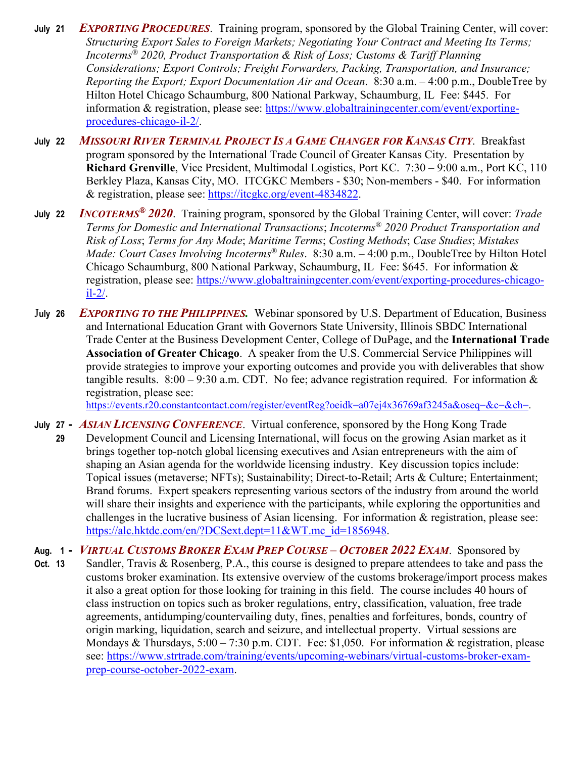**July 21** ***EXPORTING PROCEDURES***. Training program, sponsored by the Global Training Center, will cover: *Structuring Export Sales to Foreign Markets; Negotiating Your Contract and Meeting Its Terms; Incoterms® 2020, Product Transportation & Risk of Loss; Customs & Tariff Planning Considerations; Export Controls; Freight Forwarders, Packing, Transportation, and Insurance; Reporting the Export; Export Documentation Air and Ocean*. 8:30 a.m. – 4:00 p.m., DoubleTree by Hilton Hotel Chicago Schaumburg, 800 National Parkway, Schaumburg, IL Fee: $445. For information & registration, please see: https://www.globaltrainingcenter.com/event/exporting-procedures-chicago-il-2/.

**July 22** ***MISSOURI RIVER TERMINAL PROJECT IS A GAME CHANGER FOR KANSAS CITY***. Breakfast program sponsored by the International Trade Council of Greater Kansas City. Presentation by **Richard Grenville**, Vice President, Multimodal Logistics, Port KC. 7:30 – 9:00 a.m., Port KC, 110 Berkley Plaza, Kansas City, MO. ITCGKC Members - $30; Non-members - $40. For information & registration, please see: https://itcgkc.org/event-4834822.

**July 22** ***INCOTERMS® 2020***. Training program, sponsored by the Global Training Center, will cover: *Trade Terms for Domestic and International Transactions*; *Incoterms® 2020 Product Transportation and Risk of Loss*; *Terms for Any Mode*; *Maritime Terms*; *Costing Methods*; *Case Studies*; *Mistakes Made: Court Cases Involving Incoterms® Rules*. 8:30 a.m. – 4:00 p.m., DoubleTree by Hilton Hotel Chicago Schaumburg, 800 National Parkway, Schaumburg, IL Fee: $645. For information & registration, please see: https://www.globaltrainingcenter.com/event/exporting-procedures-chicago-il-2/.

**July 26** ***EXPORTING TO THE PHILIPPINES.*** Webinar sponsored by U.S. Department of Education, Business and International Education Grant with Governors State University, Illinois SBDC International Trade Center at the Business Development Center, College of DuPage, and the **International Trade Association of Greater Chicago**. A speaker from the U.S. Commercial Service Philippines will provide strategies to improve your exporting outcomes and provide you with deliverables that show tangible results. 8:00 – 9:30 a.m. CDT. No fee; advance registration required. For information & registration, please see: https://events.r20.constantcontact.com/register/eventReg?oeidk=a07ej4x36769af3245a&oseq=&c=&ch=.

**July 27 - 29** ***ASIAN LICENSING CONFERENCE***. Virtual conference, sponsored by the Hong Kong Trade Development Council and Licensing International, will focus on the growing Asian market as it brings together top-notch global licensing executives and Asian entrepreneurs with the aim of shaping an Asian agenda for the worldwide licensing industry. Key discussion topics include: Topical issues (metaverse; NFTs); Sustainability; Direct-to-Retail; Arts & Culture; Entertainment; Brand forums. Expert speakers representing various sectors of the industry from around the world will share their insights and experience with the participants, while exploring the opportunities and challenges in the lucrative business of Asian licensing. For information & registration, please see: https://alc.hktdc.com/en/?DCSext.dept=11&WT.mc_id=1856948.

**Aug. 1 - Oct. 13** ***VIRTUAL CUSTOMS BROKER EXAM PREP COURSE – OCTOBER 2022 EXAM***. Sponsored by Sandler, Travis & Rosenberg, P.A., this course is designed to prepare attendees to take and pass the customs broker examination. Its extensive overview of the customs brokerage/import process makes it also a great option for those looking for training in this field. The course includes 40 hours of class instruction on topics such as broker regulations, entry, classification, valuation, free trade agreements, antidumping/countervailing duty, fines, penalties and forfeitures, bonds, country of origin marking, liquidation, search and seizure, and intellectual property. Virtual sessions are Mondays & Thursdays, 5:00 – 7:30 p.m. CDT. Fee: $1,050. For information & registration, please see: https://www.strtrade.com/training/events/upcoming-webinars/virtual-customs-broker-exam-prep-course-october-2022-exam.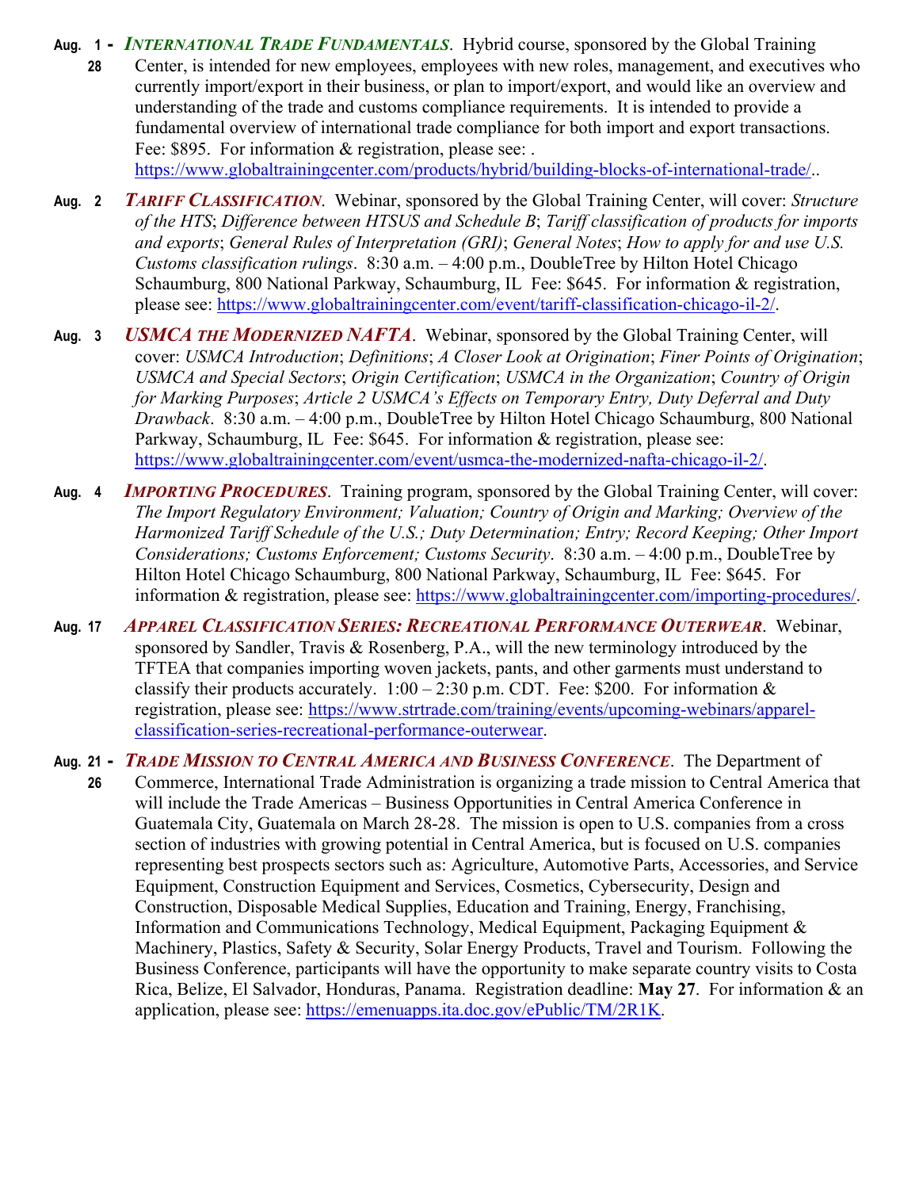**Aug. 1 - 28** ***INTERNATIONAL TRADE FUNDAMENTALS***. Hybrid course, sponsored by the Global Training Center, is intended for new employees, employees with new roles, management, and executives who currently import/export in their business, or plan to import/export, and would like an overview and understanding of the trade and customs compliance requirements. It is intended to provide a fundamental overview of international trade compliance for both import and export transactions. Fee: $895. For information & registration, please see: . https://www.globaltrainingcenter.com/products/hybrid/building-blocks-of-international-trade/..

**Aug. 2** ***TARIFF CLASSIFICATION***. Webinar, sponsored by the Global Training Center, will cover: *Structure of the HTS*; *Difference between HTSUS and Schedule B*; *Tariff classification of products for imports and exports*; *General Rules of Interpretation (GRI)*; *General Notes*; *How to apply for and use U.S. Customs classification rulings*. 8:30 a.m. – 4:00 p.m., DoubleTree by Hilton Hotel Chicago Schaumburg, 800 National Parkway, Schaumburg, IL Fee: $645. For information & registration, please see: https://www.globaltrainingcenter.com/event/tariff-classification-chicago-il-2/.

**Aug. 3** ***USMCA THE MODERNIZED NAFTA***. Webinar, sponsored by the Global Training Center, will cover: *USMCA Introduction*; *Definitions*; *A Closer Look at Origination*; *Finer Points of Origination*; *USMCA and Special Sectors*; *Origin Certification*; *USMCA in the Organization*; *Country of Origin for Marking Purposes*; *Article 2 USMCA's Effects on Temporary Entry, Duty Deferral and Duty Drawback*. 8:30 a.m. – 4:00 p.m., DoubleTree by Hilton Hotel Chicago Schaumburg, 800 National Parkway, Schaumburg, IL Fee: $645. For information & registration, please see: https://www.globaltrainingcenter.com/event/usmca-the-modernized-nafta-chicago-il-2/.

**Aug. 4** ***IMPORTING PROCEDURES***. Training program, sponsored by the Global Training Center, will cover: *The Import Regulatory Environment; Valuation; Country of Origin and Marking; Overview of the Harmonized Tariff Schedule of the U.S.; Duty Determination; Entry; Record Keeping; Other Import Considerations; Customs Enforcement; Customs Security*. 8:30 a.m. – 4:00 p.m., DoubleTree by Hilton Hotel Chicago Schaumburg, 800 National Parkway, Schaumburg, IL Fee: $645. For information & registration, please see: https://www.globaltrainingcenter.com/importing-procedures/.

**Aug. 17** ***APPAREL CLASSIFICATION SERIES: RECREATIONAL PERFORMANCE OUTERWEAR***. Webinar, sponsored by Sandler, Travis & Rosenberg, P.A., will the new terminology introduced by the TFTEA that companies importing woven jackets, pants, and other garments must understand to classify their products accurately. 1:00 – 2:30 p.m. CDT. Fee: $200. For information & registration, please see: https://www.strtrade.com/training/events/upcoming-webinars/apparel-classification-series-recreational-performance-outerwear.

**Aug. 21 - 26** ***TRADE MISSION TO CENTRAL AMERICA AND BUSINESS CONFERENCE***. The Department of Commerce, International Trade Administration is organizing a trade mission to Central America that will include the Trade Americas – Business Opportunities in Central America Conference in Guatemala City, Guatemala on March 28-28. The mission is open to U.S. companies from a cross section of industries with growing potential in Central America, but is focused on U.S. companies representing best prospects sectors such as: Agriculture, Automotive Parts, Accessories, and Service Equipment, Construction Equipment and Services, Cosmetics, Cybersecurity, Design and Construction, Disposable Medical Supplies, Education and Training, Energy, Franchising, Information and Communications Technology, Medical Equipment, Packaging Equipment & Machinery, Plastics, Safety & Security, Solar Energy Products, Travel and Tourism. Following the Business Conference, participants will have the opportunity to make separate country visits to Costa Rica, Belize, El Salvador, Honduras, Panama. Registration deadline: **May 27**. For information & an application, please see: https://emenuapps.ita.doc.gov/ePublic/TM/2R1K.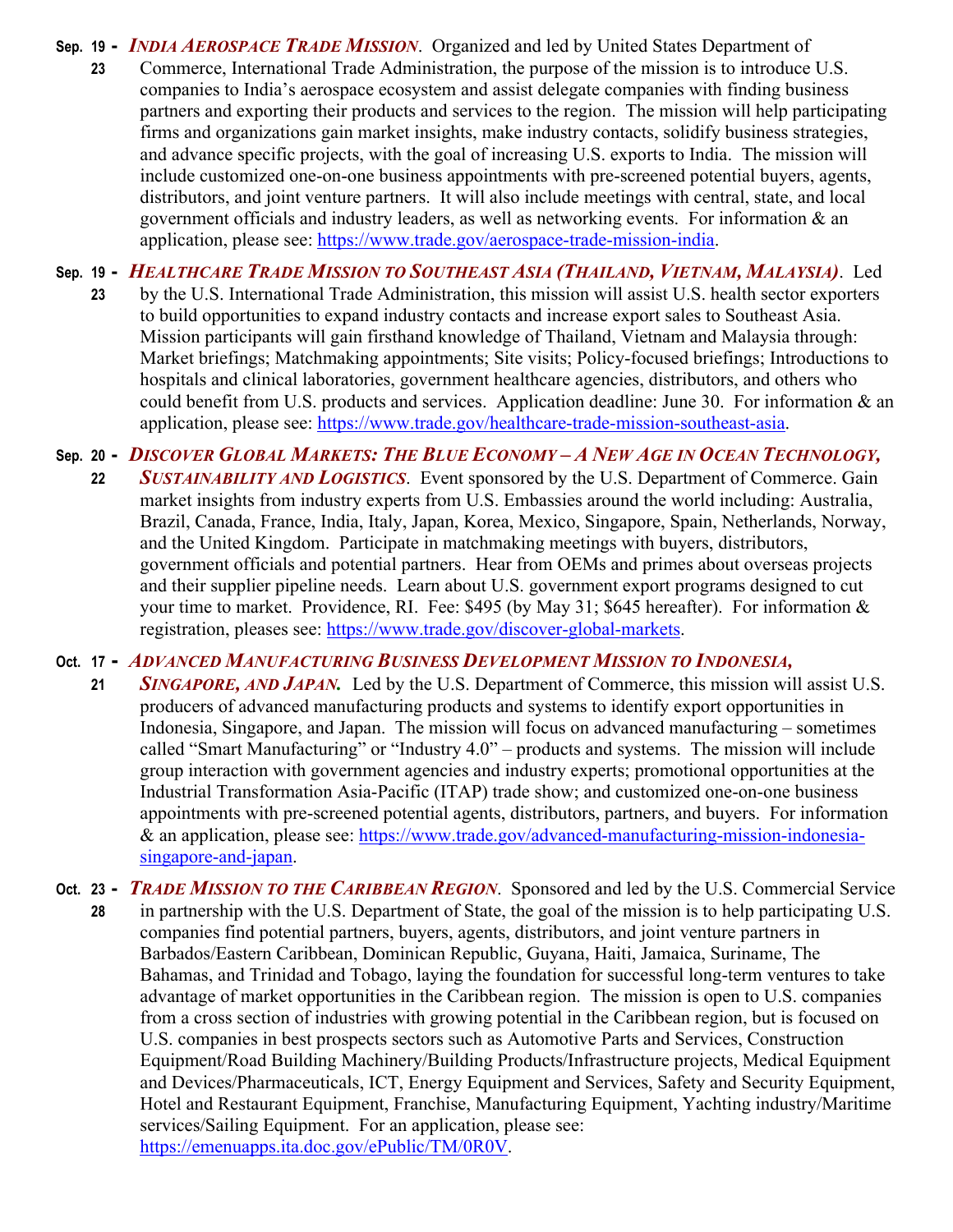**Sep. 19 - 23** ***INDIA AEROSPACE TRADE MISSION***. Organized and led by United States Department of Commerce, International Trade Administration, the purpose of the mission is to introduce U.S. companies to India's aerospace ecosystem and assist delegate companies with finding business partners and exporting their products and services to the region. The mission will help participating firms and organizations gain market insights, make industry contacts, solidify business strategies, and advance specific projects, with the goal of increasing U.S. exports to India. The mission will include customized one-on-one business appointments with pre-screened potential buyers, agents, distributors, and joint venture partners. It will also include meetings with central, state, and local government officials and industry leaders, as well as networking events. For information & an application, please see: https://www.trade.gov/aerospace-trade-mission-india.

**Sep. 19 - 23** ***HEALTHCARE TRADE MISSION TO SOUTHEAST ASIA (THAILAND, VIETNAM, MALAYSIA)***. Led by the U.S. International Trade Administration, this mission will assist U.S. health sector exporters to build opportunities to expand industry contacts and increase export sales to Southeast Asia. Mission participants will gain firsthand knowledge of Thailand, Vietnam and Malaysia through: Market briefings; Matchmaking appointments; Site visits; Policy-focused briefings; Introductions to hospitals and clinical laboratories, government healthcare agencies, distributors, and others who could benefit from U.S. products and services. Application deadline: June 30. For information & an application, please see: https://www.trade.gov/healthcare-trade-mission-southeast-asia.

**Sep. 20 - 22** ***DISCOVER GLOBAL MARKETS: THE BLUE ECONOMY – A NEW AGE IN OCEAN TECHNOLOGY, SUSTAINABILITY AND LOGISTICS***. Event sponsored by the U.S. Department of Commerce. Gain market insights from industry experts from U.S. Embassies around the world including: Australia, Brazil, Canada, France, India, Italy, Japan, Korea, Mexico, Singapore, Spain, Netherlands, Norway, and the United Kingdom. Participate in matchmaking meetings with buyers, distributors, government officials and potential partners. Hear from OEMs and primes about overseas projects and their supplier pipeline needs. Learn about U.S. government export programs designed to cut your time to market. Providence, RI. Fee: $495 (by May 31; $645 hereafter). For information & registration, pleases see: https://www.trade.gov/discover-global-markets.

**Oct. 17 - 21** ***ADVANCED MANUFACTURING BUSINESS DEVELOPMENT MISSION TO INDONESIA, SINGAPORE, AND JAPAN.*** Led by the U.S. Department of Commerce, this mission will assist U.S. producers of advanced manufacturing products and systems to identify export opportunities in Indonesia, Singapore, and Japan. The mission will focus on advanced manufacturing – sometimes called "Smart Manufacturing" or "Industry 4.0" – products and systems. The mission will include group interaction with government agencies and industry experts; promotional opportunities at the Industrial Transformation Asia-Pacific (ITAP) trade show; and customized one-on-one business appointments with pre-screened potential agents, distributors, partners, and buyers. For information & an application, please see: https://www.trade.gov/advanced-manufacturing-mission-indonesia-singapore-and-japan.

**Oct. 23 - 28** ***TRADE MISSION TO THE CARIBBEAN REGION***. Sponsored and led by the U.S. Commercial Service in partnership with the U.S. Department of State, the goal of the mission is to help participating U.S. companies find potential partners, buyers, agents, distributors, and joint venture partners in Barbados/Eastern Caribbean, Dominican Republic, Guyana, Haiti, Jamaica, Suriname, The Bahamas, and Trinidad and Tobago, laying the foundation for successful long-term ventures to take advantage of market opportunities in the Caribbean region. The mission is open to U.S. companies from a cross section of industries with growing potential in the Caribbean region, but is focused on U.S. companies in best prospects sectors such as Automotive Parts and Services, Construction Equipment/Road Building Machinery/Building Products/Infrastructure projects, Medical Equipment and Devices/Pharmaceuticals, ICT, Energy Equipment and Services, Safety and Security Equipment, Hotel and Restaurant Equipment, Franchise, Manufacturing Equipment, Yachting industry/Maritime services/Sailing Equipment. For an application, please see: https://emenuapps.ita.doc.gov/ePublic/TM/0R0V.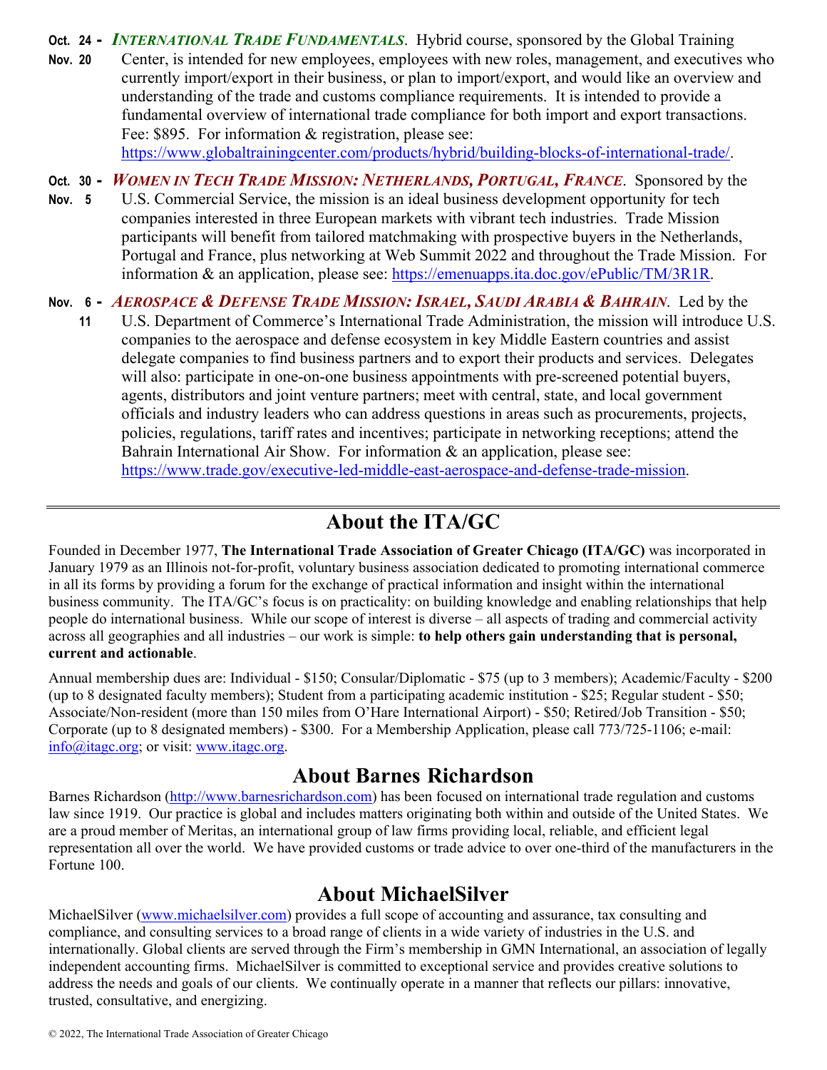**Oct. 24 - Nov. 20** ***INTERNATIONAL TRADE FUNDAMENTALS***. Hybrid course, sponsored by the Global Training Center, is intended for new employees, employees with new roles, management, and executives who currently import/export in their business, or plan to import/export, and would like an overview and understanding of the trade and customs compliance requirements. It is intended to provide a fundamental overview of international trade compliance for both import and export transactions. Fee: $895. For information & registration, please see: https://www.globaltrainingcenter.com/products/hybrid/building-blocks-of-international-trade/.

**Oct. 30 - Nov. 5** ***WOMEN IN TECH TRADE MISSION: NETHERLANDS, PORTUGAL, FRANCE***. Sponsored by the U.S. Commercial Service, the mission is an ideal business development opportunity for tech companies interested in three European markets with vibrant tech industries. Trade Mission participants will benefit from tailored matchmaking with prospective buyers in the Netherlands, Portugal and France, plus networking at Web Summit 2022 and throughout the Trade Mission. For information & an application, please see: https://emenuapps.ita.doc.gov/ePublic/TM/3R1R.

**Nov. 6 - 11** ***AEROSPACE & DEFENSE TRADE MISSION: ISRAEL, SAUDI ARABIA & BAHRAIN***. Led by the U.S. Department of Commerce's International Trade Administration, the mission will introduce U.S. companies to the aerospace and defense ecosystem in key Middle Eastern countries and assist delegate companies to find business partners and to export their products and services. Delegates will also: participate in one-on-one business appointments with pre-screened potential buyers, agents, distributors and joint venture partners; meet with central, state, and local government officials and industry leaders who can address questions in areas such as procurements, projects, policies, regulations, tariff rates and incentives; participate in networking receptions; attend the Bahrain International Air Show. For information & an application, please see: https://www.trade.gov/executive-led-middle-east-aerospace-and-defense-trade-mission.

## About the ITA/GC

Founded in December 1977, **The International Trade Association of Greater Chicago (ITA/GC)** was incorporated in January 1979 as an Illinois not-for-profit, voluntary business association dedicated to promoting international commerce in all its forms by providing a forum for the exchange of practical information and insight within the international business community. The ITA/GC's focus is on practicality: on building knowledge and enabling relationships that help people do international business. While our scope of interest is diverse – all aspects of trading and commercial activity across all geographies and all industries – our work is simple: **to help others gain understanding that is personal, current and actionable**.

Annual membership dues are: Individual - $150; Consular/Diplomatic - $75 (up to 3 members); Academic/Faculty - $200 (up to 8 designated faculty members); Student from a participating academic institution - $25; Regular student - $50; Associate/Non-resident (more than 150 miles from O'Hare International Airport) - $50; Retired/Job Transition - $50; Corporate (up to 8 designated members) - $300. For a Membership Application, please call 773/725-1106; e-mail: info@itagc.org; or visit: www.itagc.org.

## About Barnes Richardson

Barnes Richardson (http://www.barnesrichardson.com) has been focused on international trade regulation and customs law since 1919. Our practice is global and includes matters originating both within and outside of the United States. We are a proud member of Meritas, an international group of law firms providing local, reliable, and efficient legal representation all over the world. We have provided customs or trade advice to over one-third of the manufacturers in the Fortune 100.

## About MichaelSilver

MichaelSilver (www.michaelsilver.com) provides a full scope of accounting and assurance, tax consulting and compliance, and consulting services to a broad range of clients in a wide variety of industries in the U.S. and internationally. Global clients are served through the Firm's membership in GMN International, an association of legally independent accounting firms. MichaelSilver is committed to exceptional service and provides creative solutions to address the needs and goals of our clients. We continually operate in a manner that reflects our pillars: innovative, trusted, consultative, and energizing.

© 2022, The International Trade Association of Greater Chicago